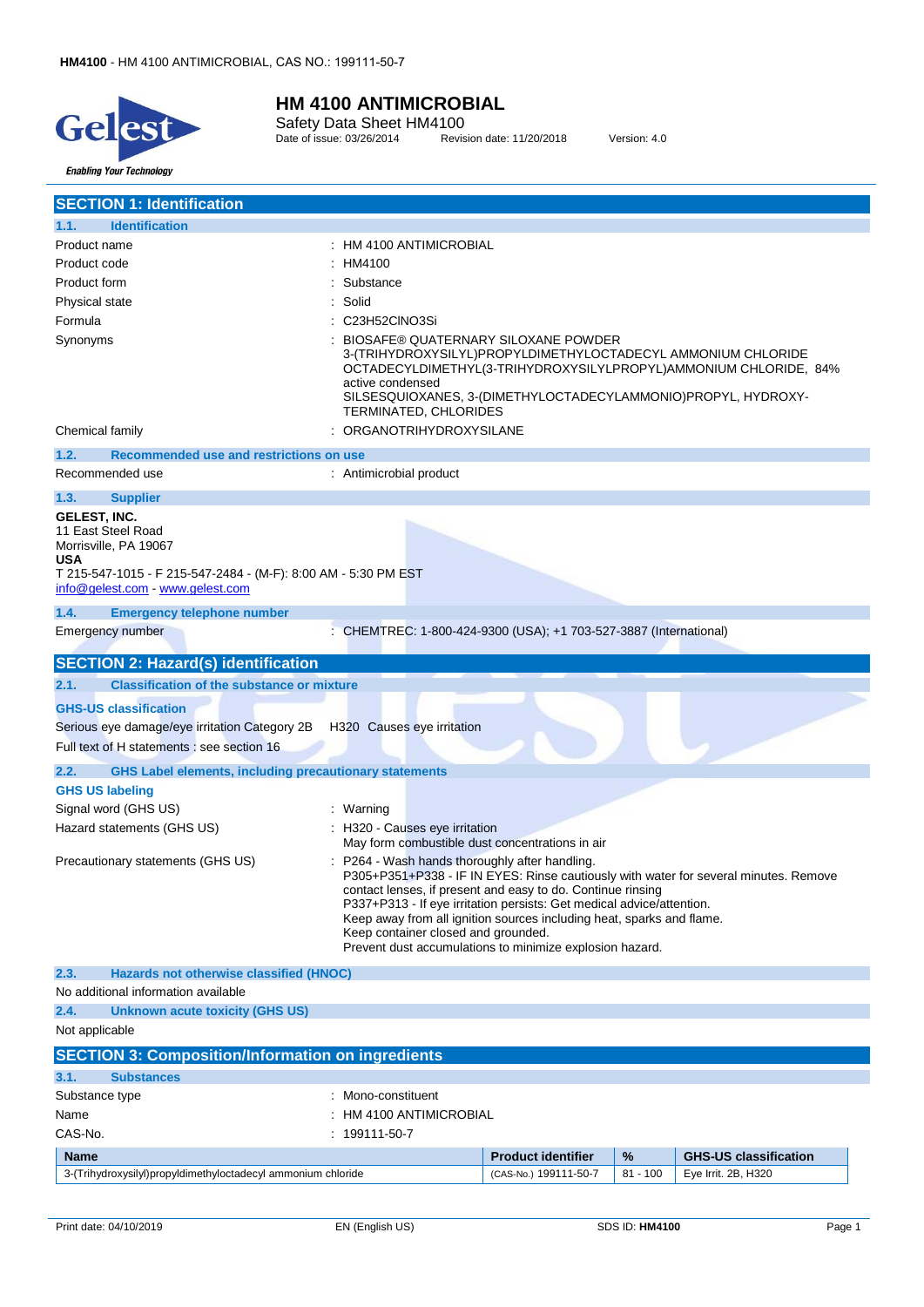# HM 4100 ANTIMICROBIAL

Safety Data Sheet HM4100

Date of issue: 03/26/2014 Revision date: 11/20/2018 Version: 4.0

## SECTION 1: Identification

### 1.1. Identification

| | |
|---|---|
| Product name | : HM 4100 ANTIMICROBIAL |
| Product code | : HM4100 |
| Product form | : Substance |
| Physical state | : Solid |
| Formula | : C23H52ClNO3Si |
| Synonyms | : BIOSAFE® QUATERNARY SILOXANE POWDER<br>3-(TRIHYDROXYSILYL)PROPYLDIMETHYLOCTADECYL AMMONIUM CHLORIDE<br>OCTADECYLDIMETHYL(3-TRIHYDROXYSILYLPROPYL)AMMONIUM CHLORIDE, 84% active condensed<br>SILSESQUIOXANES, 3-(DIMETHYLOCTADECYLAMMONIO)PROPYL, HYDROXY-TERMINATED, CHLORIDES |
| Chemical family | : ORGANOTRIHYDROXYSILANE |

### 1.2. Recommended use and restrictions on use

Recommended use : Antimicrobial product

### 1.3. Supplier

**GELEST, INC.**
11 East Steel Road
Morrisville, PA 19067
**USA**
T 215-547-1015 - F 215-547-2484 - (M-F): 8:00 AM - 5:30 PM EST
info@gelest.com - www.gelest.com

### 1.4. Emergency telephone number

Emergency number : CHEMTREC: 1-800-424-9300 (USA); +1 703-527-3887 (International)

## SECTION 2: Hazard(s) identification

### 2.1. Classification of the substance or mixture

**GHS-US classification**

Serious eye damage/eye irritation Category 2B H320 Causes eye irritation

Full text of H statements : see section 16

### 2.2. GHS Label elements, including precautionary statements

**GHS US labeling**

| | |
|---|---|
| Signal word (GHS US) | : Warning |
| Hazard statements (GHS US) | : H320 - Causes eye irritation<br>May form combustible dust concentrations in air |
| Precautionary statements (GHS US) | : P264 - Wash hands thoroughly after handling.<br>P305+P351+P338 - IF IN EYES: Rinse cautiously with water for several minutes. Remove contact lenses, if present and easy to do. Continue rinsing<br>P337+P313 - If eye irritation persists: Get medical advice/attention.<br>Keep away from all ignition sources including heat, sparks and flame.<br>Keep container closed and grounded.<br>Prevent dust accumulations to minimize explosion hazard. |

### 2.3. Hazards not otherwise classified (HNOC)

No additional information available

### 2.4. Unknown acute toxicity (GHS US)

Not applicable

## SECTION 3: Composition/Information on ingredients

### 3.1. Substances

| | |
|---|---|
| Substance type | : Mono-constituent |
| Name | : HM 4100 ANTIMICROBIAL |
| CAS-No. | : 199111-50-7 |

| Name | Product identifier | % | GHS-US classification |
|---|---|---|---|
| 3-(Trihydroxysilyl)propyldimethyloctadecyl ammonium chloride | (CAS-No.) 199111-50-7 | 81 - 100 | Eye Irrit. 2B, H320 |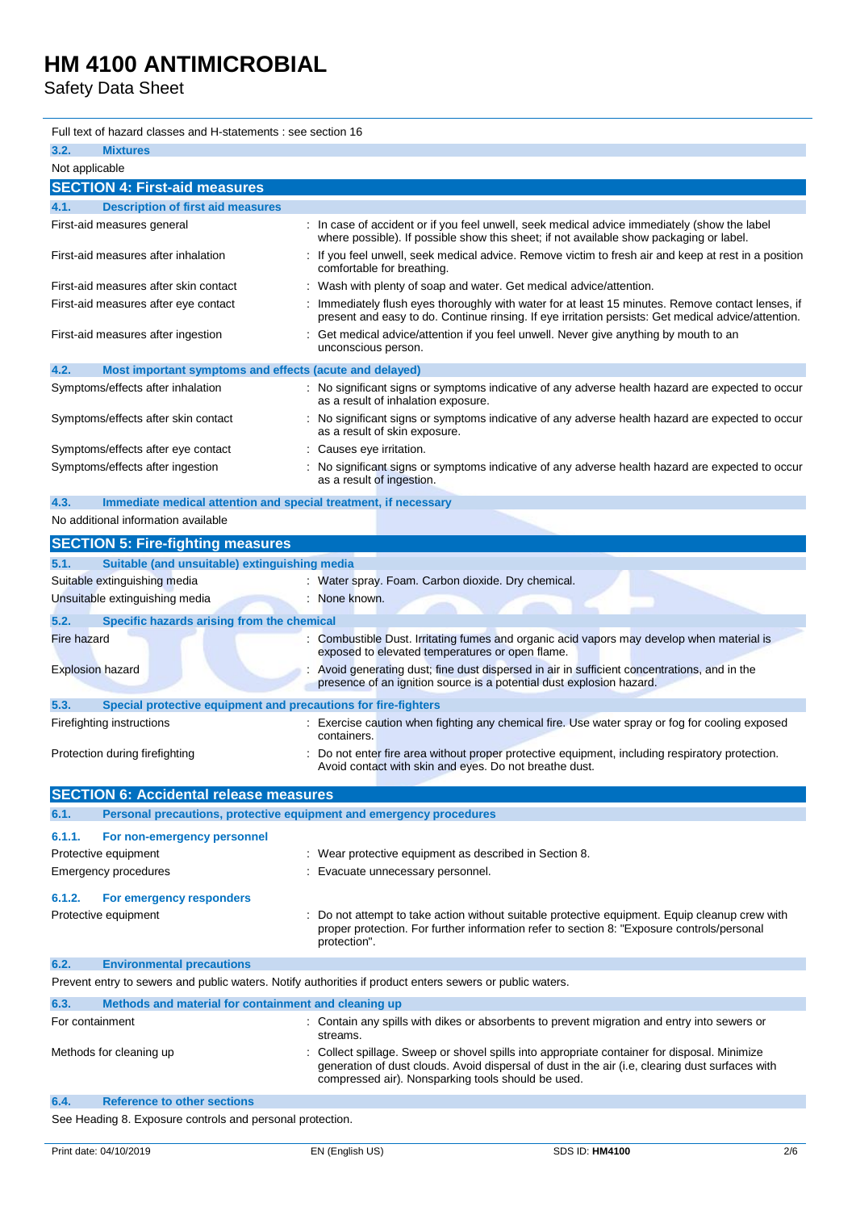Full text of hazard classes and H-statements : see section 16

### 3.2. Mixtures

Not applicable

## SECTION 4: First-aid measures

### 4.1. Description of first aid measures

| | |
|---|---|
| First-aid measures general | : In case of accident or if you feel unwell, seek medical advice immediately (show the label where possible). If possible show this sheet; if not available show packaging or label. |
| First-aid measures after inhalation | : If you feel unwell, seek medical advice. Remove victim to fresh air and keep at rest in a position comfortable for breathing. |
| First-aid measures after skin contact | : Wash with plenty of soap and water. Get medical advice/attention. |
| First-aid measures after eye contact | : Immediately flush eyes thoroughly with water for at least 15 minutes. Remove contact lenses, if present and easy to do. Continue rinsing. If eye irritation persists: Get medical advice/attention. |
| First-aid measures after ingestion | : Get medical advice/attention if you feel unwell. Never give anything by mouth to an unconscious person. |

### 4.2. Most important symptoms and effects (acute and delayed)

| | |
|---|---|
| Symptoms/effects after inhalation | : No significant signs or symptoms indicative of any adverse health hazard are expected to occur as a result of inhalation exposure. |
| Symptoms/effects after skin contact | : No significant signs or symptoms indicative of any adverse health hazard are expected to occur as a result of skin exposure. |
| Symptoms/effects after eye contact | : Causes eye irritation. |
| Symptoms/effects after ingestion | : No significant signs or symptoms indicative of any adverse health hazard are expected to occur as a result of ingestion. |

### 4.3. Immediate medical attention and special treatment, if necessary

No additional information available

## SECTION 5: Fire-fighting measures

### 5.1. Suitable (and unsuitable) extinguishing media

| | |
|---|---|
| Suitable extinguishing media | : Water spray. Foam. Carbon dioxide. Dry chemical. |
| Unsuitable extinguishing media | : None known. |

### 5.2. Specific hazards arising from the chemical

| | |
|---|---|
| Fire hazard | : Combustible Dust. Irritating fumes and organic acid vapors may develop when material is exposed to elevated temperatures or open flame. |
| Explosion hazard | : Avoid generating dust; fine dust dispersed in air in sufficient concentrations, and in the presence of an ignition source is a potential dust explosion hazard. |

### 5.3. Special protective equipment and precautions for fire-fighters

| | |
|---|---|
| Firefighting instructions | : Exercise caution when fighting any chemical fire. Use water spray or fog for cooling exposed containers. |
| Protection during firefighting | : Do not enter fire area without proper protective equipment, including respiratory protection. Avoid contact with skin and eyes. Do not breathe dust. |

## SECTION 6: Accidental release measures

### 6.1. Personal precautions, protective equipment and emergency procedures

#### 6.1.1. For non-emergency personnel

| | |
|---|---|
| Protective equipment | : Wear protective equipment as described in Section 8. |
| Emergency procedures | : Evacuate unnecessary personnel. |

#### 6.1.2. For emergency responders

| | |
|---|---|
| Protective equipment | : Do not attempt to take action without suitable protective equipment. Equip cleanup crew with proper protection. For further information refer to section 8: "Exposure controls/personal protection". |

### 6.2. Environmental precautions

Prevent entry to sewers and public waters. Notify authorities if product enters sewers or public waters.

### 6.3. Methods and material for containment and cleaning up

| | |
|---|---|
| For containment | : Contain any spills with dikes or absorbents to prevent migration and entry into sewers or streams. |
| Methods for cleaning up | : Collect spillage. Sweep or shovel spills into appropriate container for disposal. Minimize generation of dust clouds. Avoid dispersal of dust in the air (i.e, clearing dust surfaces with compressed air). Nonsparking tools should be used. |

### 6.4. Reference to other sections

See Heading 8. Exposure controls and personal protection.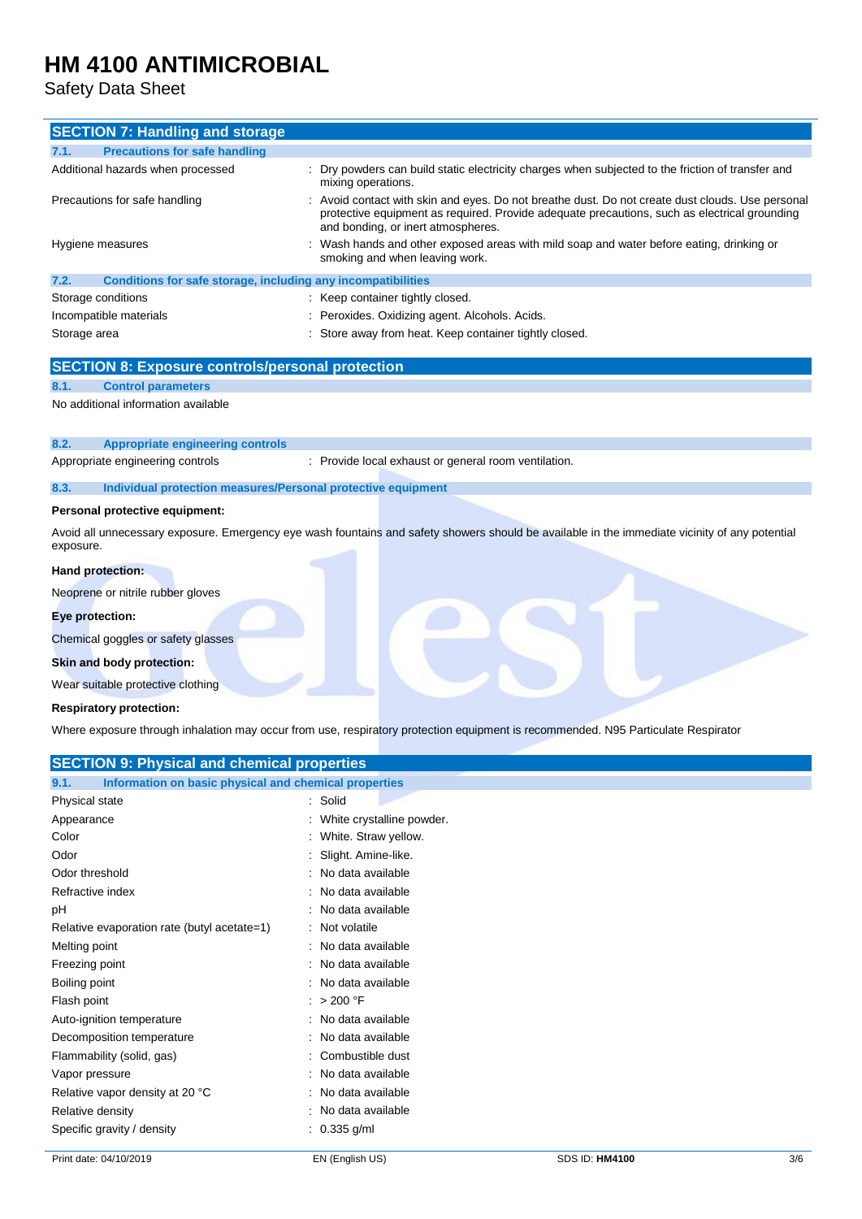## SECTION 7: Handling and storage

### 7.1. Precautions for safe handling

| | |
|---|---|
| Additional hazards when processed | : Dry powders can build static electricity charges when subjected to the friction of transfer and mixing operations. |
| Precautions for safe handling | : Avoid contact with skin and eyes. Do not breathe dust. Do not create dust clouds. Use personal protective equipment as required. Provide adequate precautions, such as electrical grounding and bonding, or inert atmospheres. |
| Hygiene measures | : Wash hands and other exposed areas with mild soap and water before eating, drinking or smoking and when leaving work. |

### 7.2. Conditions for safe storage, including any incompatibilities

| | |
|---|---|
| Storage conditions | : Keep container tightly closed. |
| Incompatible materials | : Peroxides. Oxidizing agent. Alcohols. Acids. |
| Storage area | : Store away from heat. Keep container tightly closed. |

## SECTION 8: Exposure controls/personal protection

### 8.1. Control parameters

No additional information available

### 8.2. Appropriate engineering controls

| | |
|---|---|
| Appropriate engineering controls | : Provide local exhaust or general room ventilation. |

### 8.3. Individual protection measures/Personal protective equipment

**Personal protective equipment:**

Avoid all unnecessary exposure. Emergency eye wash fountains and safety showers should be available in the immediate vicinity of any potential exposure.

**Hand protection:**

Neoprene or nitrile rubber gloves

**Eye protection:**

Chemical goggles or safety glasses

**Skin and body protection:**

Wear suitable protective clothing

**Respiratory protection:**

Where exposure through inhalation may occur from use, respiratory protection equipment is recommended. N95 Particulate Respirator

## SECTION 9: Physical and chemical properties

### 9.1. Information on basic physical and chemical properties

| | |
|---|---|
| Physical state | : Solid |
| Appearance | : White crystalline powder. |
| Color | : White. Straw yellow. |
| Odor | : Slight. Amine-like. |
| Odor threshold | : No data available |
| Refractive index | : No data available |
| pH | : No data available |
| Relative evaporation rate (butyl acetate=1) | : Not volatile |
| Melting point | : No data available |
| Freezing point | : No data available |
| Boiling point | : No data available |
| Flash point | : > 200 °F |
| Auto-ignition temperature | : No data available |
| Decomposition temperature | : No data available |
| Flammability (solid, gas) | : Combustible dust |
| Vapor pressure | : No data available |
| Relative vapor density at 20 °C | : No data available |
| Relative density | : No data available |
| Specific gravity / density | : 0.335 g/ml |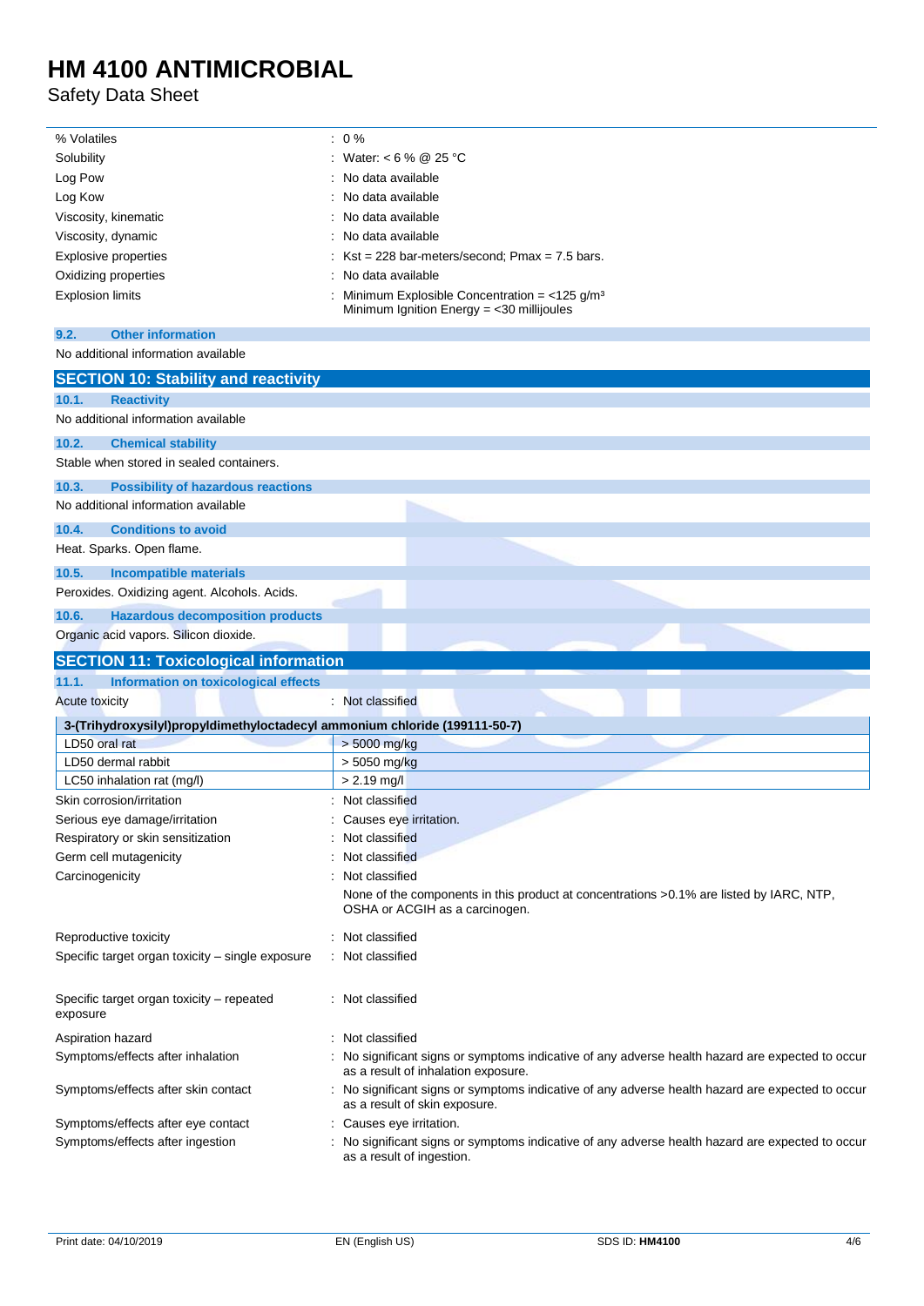| | |
|---|---|
| % Volatiles | : 0 % |
| Solubility | : Water: < 6 % @ 25 °C |
| Log Pow | : No data available |
| Log Kow | : No data available |
| Viscosity, kinematic | : No data available |
| Viscosity, dynamic | : No data available |
| Explosive properties | : Kst = 228 bar-meters/second; Pmax = 7.5 bars. |
| Oxidizing properties | : No data available |
| Explosion limits | : Minimum Explosible Concentration = <125 g/m³ Minimum Ignition Energy = <30 millijoules |

### 9.2. Other information

No additional information available

## SECTION 10: Stability and reactivity

### 10.1. Reactivity

No additional information available

### 10.2. Chemical stability

Stable when stored in sealed containers.

### 10.3. Possibility of hazardous reactions

No additional information available

### 10.4. Conditions to avoid

Heat. Sparks. Open flame.

### 10.5. Incompatible materials

Peroxides. Oxidizing agent. Alcohols. Acids.

### 10.6. Hazardous decomposition products

Organic acid vapors. Silicon dioxide.

## SECTION 11: Toxicological information

### 11.1. Information on toxicological effects

Acute toxicity : Not classified

| 3-(Trihydroxysilyl)propyldimethyloctadecyl ammonium chloride (199111-50-7) | |
|---|---|
| LD50 oral rat | > 5000 mg/kg |
| LD50 dermal rabbit | > 5050 mg/kg |
| LC50 inhalation rat (mg/l) | > 2.19 mg/l |

| | |
|---|---|
| Skin corrosion/irritation | : Not classified |
| Serious eye damage/irritation | : Causes eye irritation. |
| Respiratory or skin sensitization | : Not classified |
| Germ cell mutagenicity | : Not classified |
| Carcinogenicity | : Not classified<br>None of the components in this product at concentrations >0.1% are listed by IARC, NTP, OSHA or ACGIH as a carcinogen. |
| Reproductive toxicity | : Not classified |
| Specific target organ toxicity – single exposure | : Not classified |
| Specific target organ toxicity – repeated exposure | : Not classified |
| Aspiration hazard | : Not classified |
| Symptoms/effects after inhalation | : No significant signs or symptoms indicative of any adverse health hazard are expected to occur as a result of inhalation exposure. |
| Symptoms/effects after skin contact | : No significant signs or symptoms indicative of any adverse health hazard are expected to occur as a result of skin exposure. |
| Symptoms/effects after eye contact | : Causes eye irritation. |
| Symptoms/effects after ingestion | : No significant signs or symptoms indicative of any adverse health hazard are expected to occur as a result of ingestion. |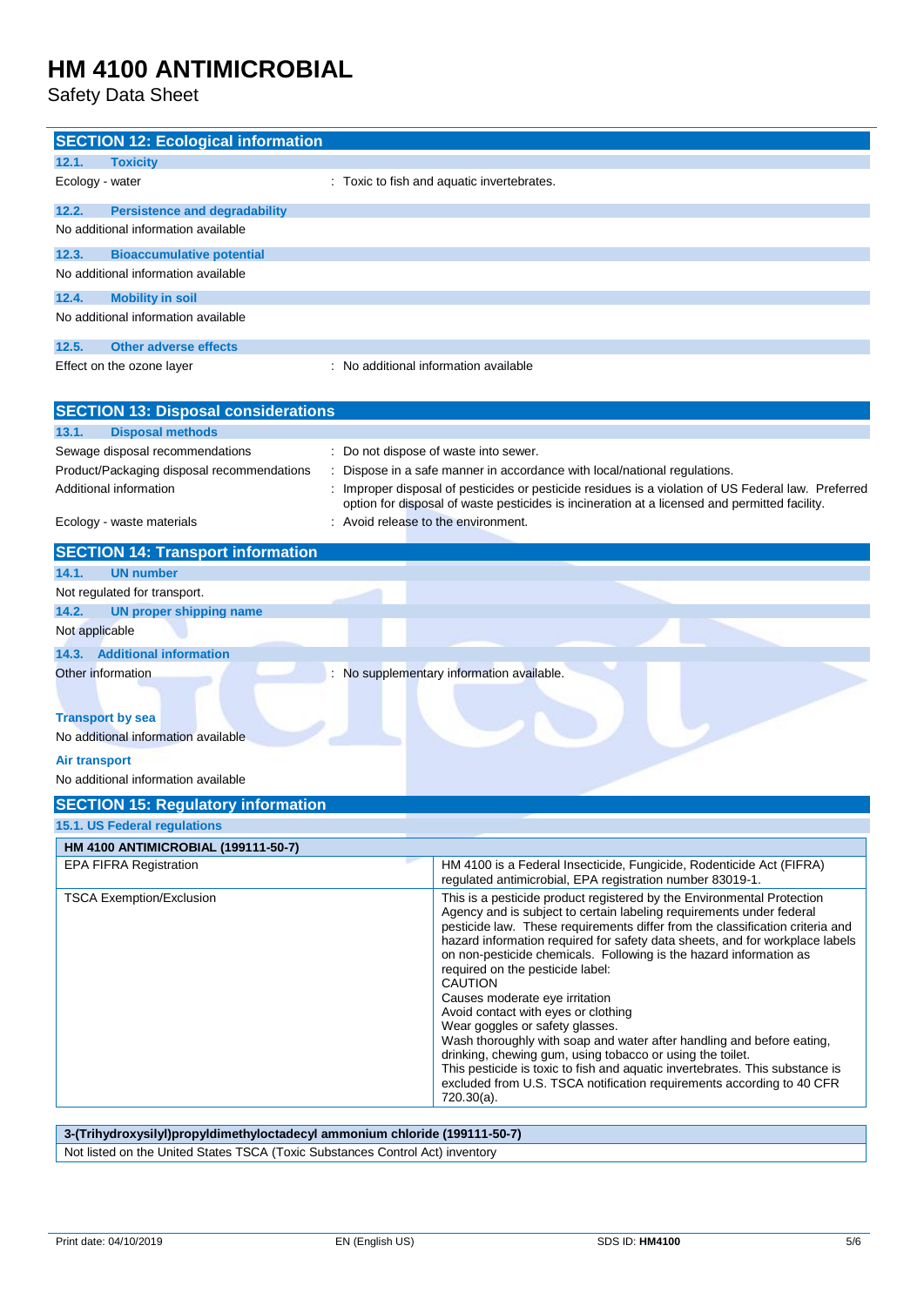## SECTION 12: Ecological information

### 12.1. Toxicity

Ecology - water : Toxic to fish and aquatic invertebrates.

### 12.2. Persistence and degradability

No additional information available

### 12.3. Bioaccumulative potential

No additional information available

### 12.4. Mobility in soil

No additional information available

### 12.5. Other adverse effects

Effect on the ozone layer : No additional information available

## SECTION 13: Disposal considerations

### 13.1. Disposal methods

Sewage disposal recommendations : Do not dispose of waste into sewer.

Product/Packaging disposal recommendations : Dispose in a safe manner in accordance with local/national regulations.

Additional information : Improper disposal of pesticides or pesticide residues is a violation of US Federal law. Preferred option for disposal of waste pesticides is incineration at a licensed and permitted facility.

Ecology - waste materials : Avoid release to the environment.

## SECTION 14: Transport information

### 14.1. UN number

Not regulated for transport.

### 14.2. UN proper shipping name

Not applicable

### 14.3. Additional information

Other information : No supplementary information available.

**Transport by sea**

No additional information available

**Air transport**

No additional information available

## SECTION 15: Regulatory information

### 15.1. US Federal regulations

| HM 4100 ANTIMICROBIAL (199111-50-7) | |
|---|---|
| EPA FIFRA Registration | HM 4100 is a Federal Insecticide, Fungicide, Rodenticide Act (FIFRA) regulated antimicrobial, EPA registration number 83019-1. |
| TSCA Exemption/Exclusion | This is a pesticide product registered by the Environmental Protection Agency and is subject to certain labeling requirements under federal pesticide law. These requirements differ from the classification criteria and hazard information required for safety data sheets, and for workplace labels on non-pesticide chemicals. Following is the hazard information as required on the pesticide label:<br>CAUTION<br>Causes moderate eye irritation<br>Avoid contact with eyes or clothing<br>Wear goggles or safety glasses.<br>Wash thoroughly with soap and water after handling and before eating, drinking, chewing gum, using tobacco or using the toilet.<br>This pesticide is toxic to fish and aquatic invertebrates. This substance is excluded from U.S. TSCA notification requirements according to 40 CFR 720.30(a). |

| 3-(Trihydroxysilyl)propyldimethyloctadecyl ammonium chloride (199111-50-7) |
|---|
| Not listed on the United States TSCA (Toxic Substances Control Act) inventory |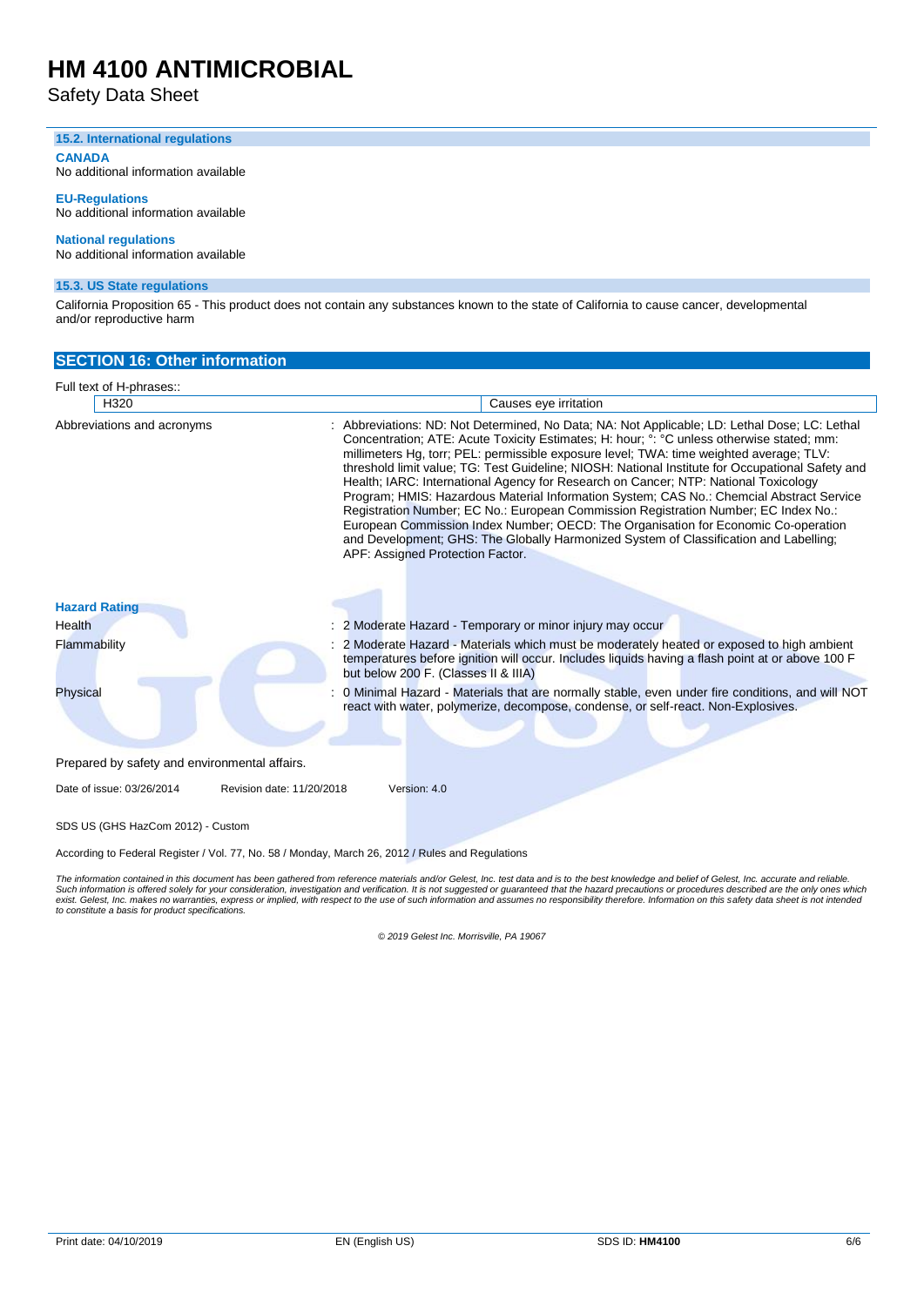### 15.2. International regulations

**CANADA**

No additional information available

**EU-Regulations**

No additional information available

**National regulations**

No additional information available

### 15.3. US State regulations

California Proposition 65 - This product does not contain any substances known to the state of California to cause cancer, developmental and/or reproductive harm

## SECTION 16: Other information

Full text of H-phrases::

| | |
|---|---|
| H320 | Causes eye irritation |

Abbreviations and acronyms : Abbreviations: ND: Not Determined, No Data; NA: Not Applicable; LD: Lethal Dose; LC: Lethal Concentration; ATE: Acute Toxicity Estimates; H: hour; °: °C unless otherwise stated; mm: millimeters Hg, torr; PEL: permissible exposure level; TWA: time weighted average; TLV: threshold limit value; TG: Test Guideline; NIOSH: National Institute for Occupational Safety and Health; IARC: International Agency for Research on Cancer; NTP: National Toxicology Program; HMIS: Hazardous Material Information System; CAS No.: Chemcial Abstract Service Registration Number; EC No.: European Commission Registration Number; EC Index No.: European Commission Index Number; OECD: The Organisation for Economic Co-operation and Development; GHS: The Globally Harmonized System of Classification and Labelling; APF: Assigned Protection Factor.

**Hazard Rating**

Health : 2 Moderate Hazard - Temporary or minor injury may occur

Flammability : 2 Moderate Hazard - Materials which must be moderately heated or exposed to high ambient temperatures before ignition will occur. Includes liquids having a flash point at or above 100 F but below 200 F. (Classes II & IIIA)

Physical : 0 Minimal Hazard - Materials that are normally stable, even under fire conditions, and will NOT react with water, polymerize, decompose, condense, or self-react. Non-Explosives.

Prepared by safety and environmental affairs.

Date of issue: 03/26/2014 Revision date: 11/20/2018 Version: 4.0

SDS US (GHS HazCom 2012) - Custom

According to Federal Register / Vol. 77, No. 58 / Monday, March 26, 2012 / Rules and Regulations

*The information contained in this document has been gathered from reference materials and/or Gelest, Inc. test data and is to the best knowledge and belief of Gelest, Inc. accurate and reliable. Such information is offered solely for your consideration, investigation and verification. It is not suggested or guaranteed that the hazard precautions or procedures described are the only ones which exist. Gelest, Inc. makes no warranties, express or implied, with respect to the use of such information and assumes no responsibility therefore. Information on this safety data sheet is not intended to constitute a basis for product specifications.*

*© 2019 Gelest Inc. Morrisville, PA 19067*